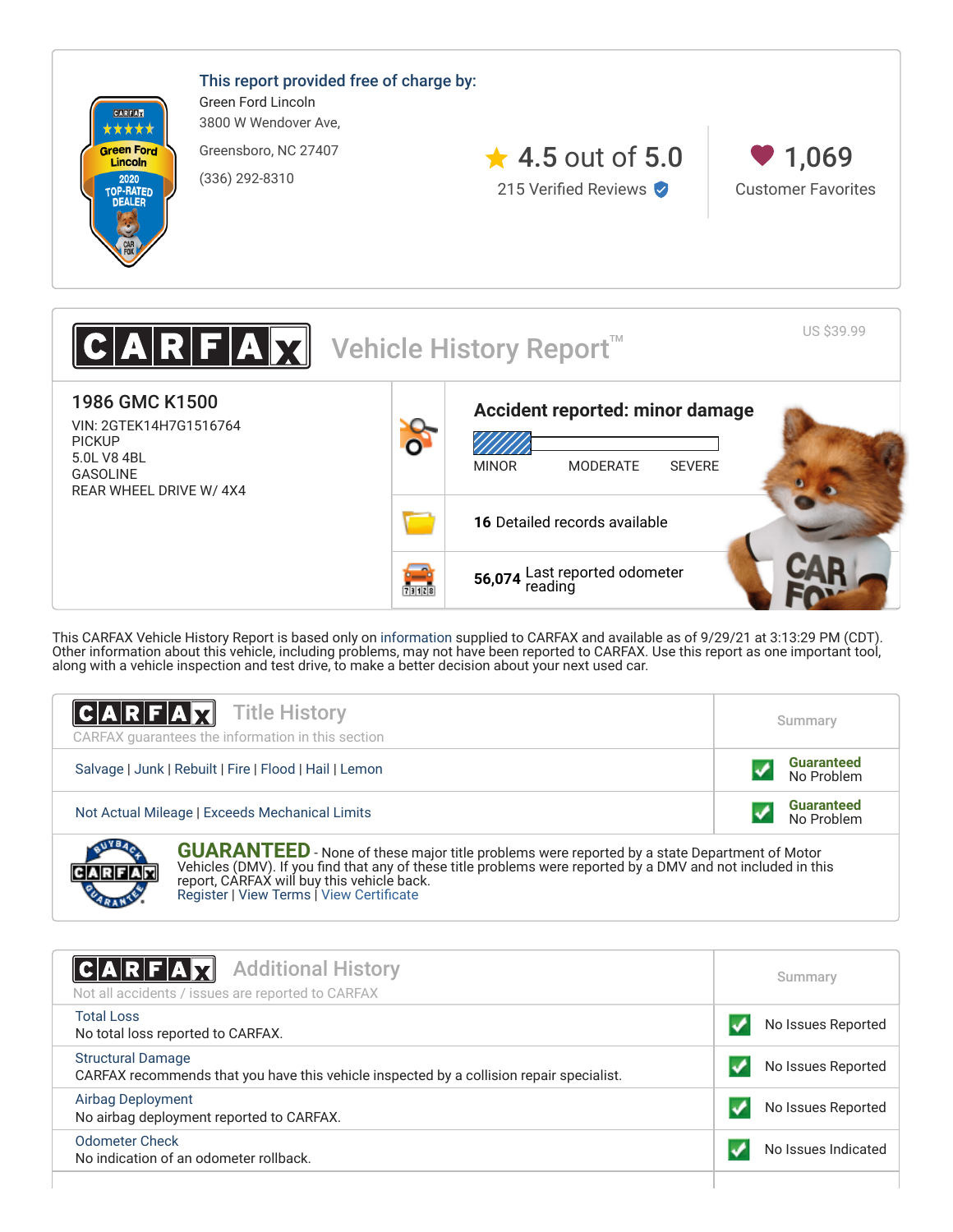**This report provided free of charge by:**

Green Ford Lincoln
3800 W Wendover Ave,
Greensboro, NC 27407
(336) 292-8310

4.5 out of 5.0
215 Verified Reviews

1,069
Customer Favorites

# CARFAX Vehicle History Report™

US $39.99

## 1986 GMC K1500

VIN: 2GTEK14H7G1516764
PICKUP
5.0L V8 4BL
GASOLINE
REAR WHEEL DRIVE W/ 4X4

**Accident reported: minor damage**

MINOR | MODERATE | SEVERE

**16** Detailed records available

**56,074** Last reported odometer reading

This CARFAX Vehicle History Report is based only on information supplied to CARFAX and available as of 9/29/21 at 3:13:29 PM (CDT). Other information about this vehicle, including problems, may not have been reported to CARFAX. Use this report as one important tool, along with a vehicle inspection and test drive, to make a better decision about your next used car.

## CARFAX Title History

CARFAX guarantees the information in this section

| | Summary |
|---|---|
| Salvage \| Junk \| Rebuilt \| Fire \| Flood \| Hail \| Lemon | Guaranteed No Problem |
| Not Actual Mileage \| Exceeds Mechanical Limits | Guaranteed No Problem |

**GUARANTEED** - None of these major title problems were reported by a state Department of Motor Vehicles (DMV). If you find that any of these title problems were reported by a DMV and not included in this report, CARFAX will buy this vehicle back.
Register | View Terms | View Certificate

## CARFAX Additional History

Not all accidents / issues are reported to CARFAX

| | Summary |
|---|---|
| Total Loss<br>No total loss reported to CARFAX. | No Issues Reported |
| Structural Damage<br>CARFAX recommends that you have this vehicle inspected by a collision repair specialist. | No Issues Reported |
| Airbag Deployment<br>No airbag deployment reported to CARFAX. | No Issues Reported |
| Odometer Check<br>No indication of an odometer rollback. | No Issues Indicated |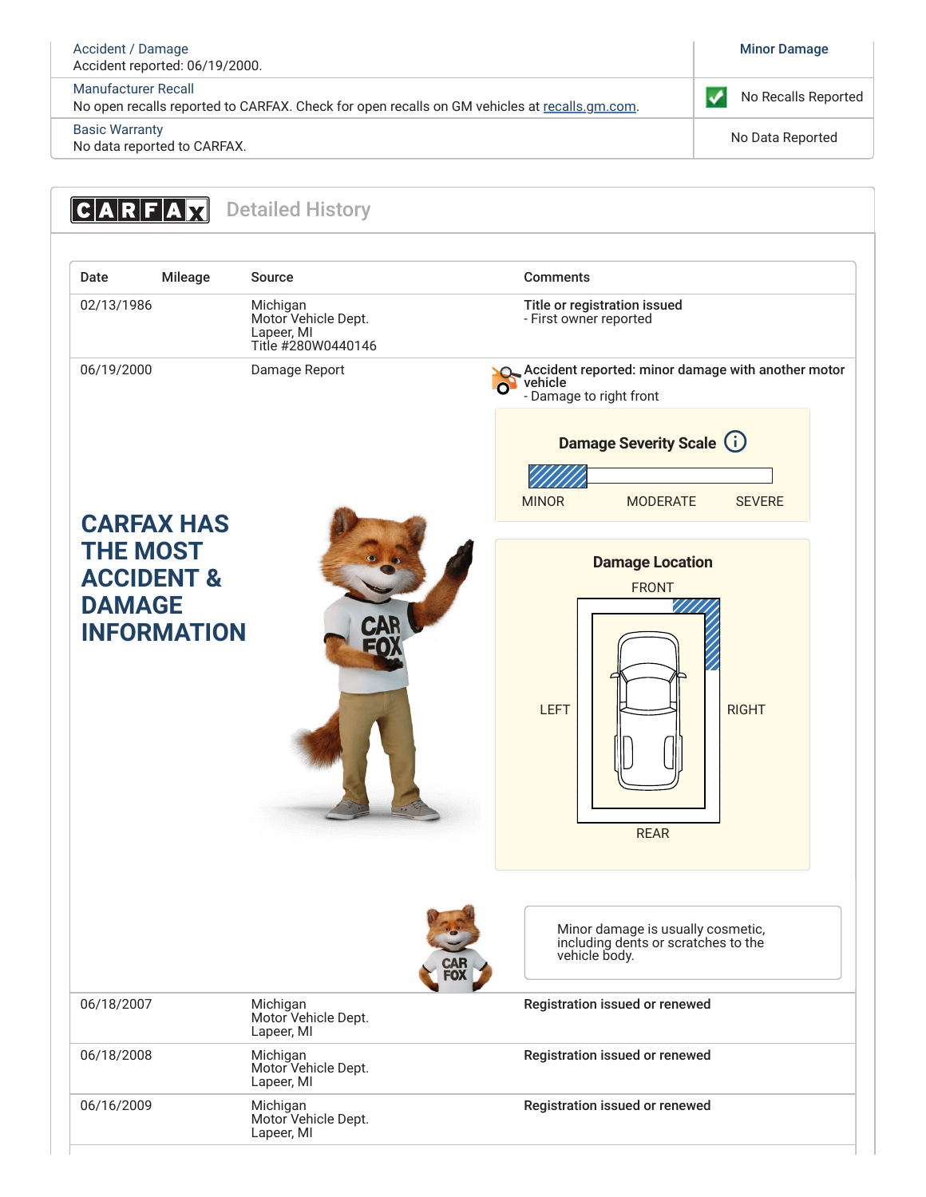| | |
|---|---|
| Accident / Damage<br>Accident reported: 06/19/2000. | Minor Damage |
| Manufacturer Recall<br>No open recalls reported to CARFAX. Check for open recalls on GM vehicles at recalls.gm.com. | No Recalls Reported |
| Basic Warranty<br>No data reported to CARFAX. | No Data Reported |

## CARFAX Detailed History

| Date | Mileage | Source | Comments |
|---|---|---|---|
| 02/13/1986 | | Michigan<br>Motor Vehicle Dept.<br>Lapeer, MI<br>Title #280W0440146 | **Title or registration issued**<br>- First owner reported |
| 06/19/2000 | | Damage Report | **Accident reported: minor damage with another motor vehicle**<br>- Damage to right front<br>**Damage Severity Scale**: MINOR / MODERATE / SEVERE<br>**Damage Location**: FRONT / LEFT / RIGHT / REAR<br>Minor damage is usually cosmetic, including dents or scratches to the vehicle body. |
| 06/18/2007 | | Michigan<br>Motor Vehicle Dept.<br>Lapeer, MI | **Registration issued or renewed** |
| 06/18/2008 | | Michigan<br>Motor Vehicle Dept.<br>Lapeer, MI | **Registration issued or renewed** |
| 06/16/2009 | | Michigan<br>Motor Vehicle Dept.<br>Lapeer, MI | **Registration issued or renewed** |

**CARFAX HAS THE MOST ACCIDENT & DAMAGE INFORMATION**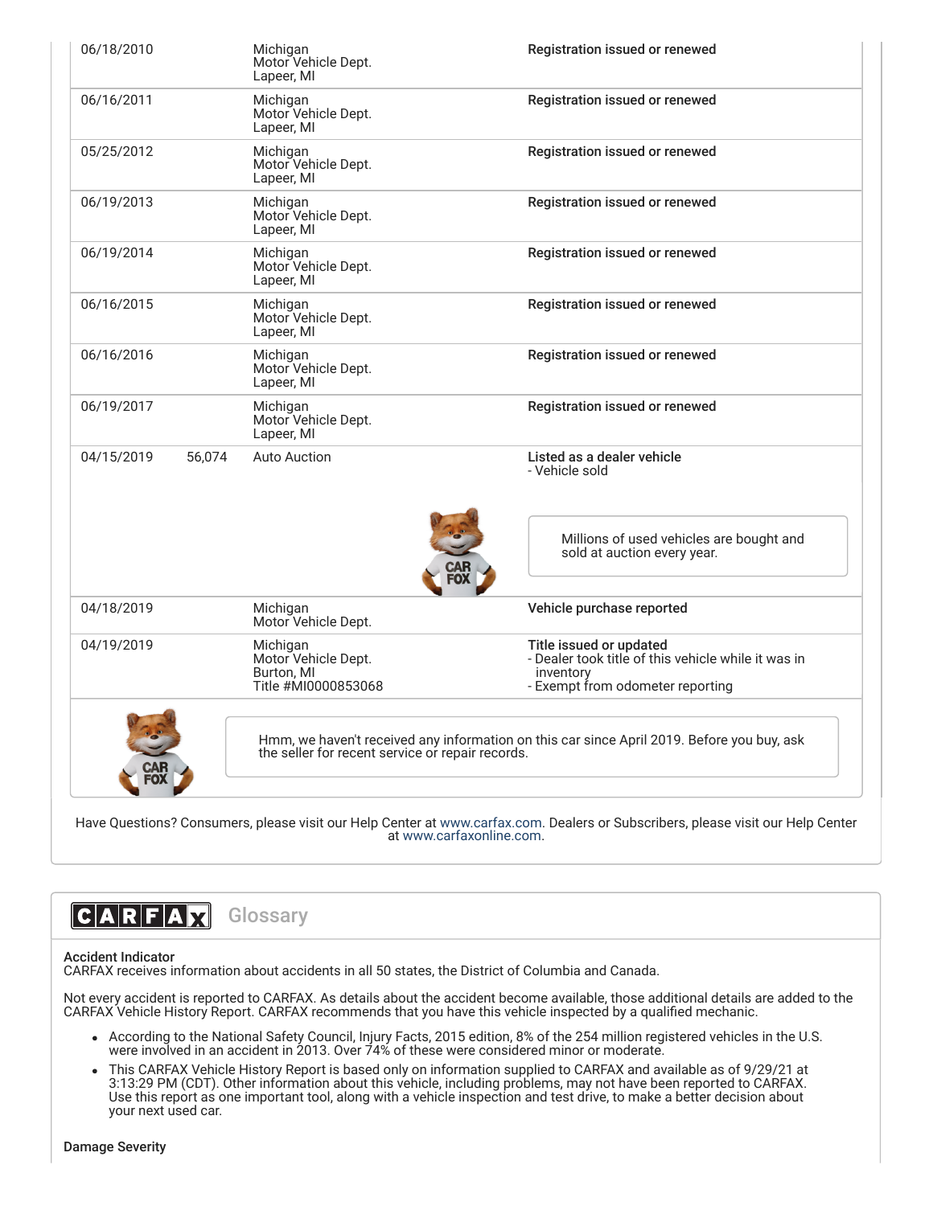| Date | Mileage | Source | Comments |
|---|---|---|---|
| 06/18/2010 | | Michigan<br>Motor Vehicle Dept.<br>Lapeer, MI | **Registration issued or renewed** |
| 06/16/2011 | | Michigan<br>Motor Vehicle Dept.<br>Lapeer, MI | **Registration issued or renewed** |
| 05/25/2012 | | Michigan<br>Motor Vehicle Dept.<br>Lapeer, MI | **Registration issued or renewed** |
| 06/19/2013 | | Michigan<br>Motor Vehicle Dept.<br>Lapeer, MI | **Registration issued or renewed** |
| 06/19/2014 | | Michigan<br>Motor Vehicle Dept.<br>Lapeer, MI | **Registration issued or renewed** |
| 06/16/2015 | | Michigan<br>Motor Vehicle Dept.<br>Lapeer, MI | **Registration issued or renewed** |
| 06/16/2016 | | Michigan<br>Motor Vehicle Dept.<br>Lapeer, MI | **Registration issued or renewed** |
| 06/19/2017 | | Michigan<br>Motor Vehicle Dept.<br>Lapeer, MI | **Registration issued or renewed** |
| 04/15/2019 | 56,074 | Auto Auction | **Listed as a dealer vehicle**<br>- Vehicle sold<br><br>Millions of used vehicles are bought and sold at auction every year. |
| 04/18/2019 | | Michigan<br>Motor Vehicle Dept. | **Vehicle purchase reported** |
| 04/19/2019 | | Michigan<br>Motor Vehicle Dept.<br>Burton, MI<br>Title #MI0000853068 | **Title issued or updated**<br>- Dealer took title of this vehicle while it was in inventory<br>- Exempt from odometer reporting |

Hmm, we haven't received any information on this car since April 2019. Before you buy, ask the seller for recent service or repair records.

Have Questions? Consumers, please visit our Help Center at www.carfax.com. Dealers or Subscribers, please visit our Help Center at www.carfaxonline.com.

## CARFAX Glossary

**Accident Indicator**
CARFAX receives information about accidents in all 50 states, the District of Columbia and Canada.

Not every accident is reported to CARFAX. As details about the accident become available, those additional details are added to the CARFAX Vehicle History Report. CARFAX recommends that you have this vehicle inspected by a qualified mechanic.

- According to the National Safety Council, Injury Facts, 2015 edition, 8% of the 254 million registered vehicles in the U.S. were involved in an accident in 2013. Over 74% of these were considered minor or moderate.
- This CARFAX Vehicle History Report is based only on information supplied to CARFAX and available as of 9/29/21 at 3:13:29 PM (CDT). Other information about this vehicle, including problems, may not have been reported to CARFAX. Use this report as one important tool, along with a vehicle inspection and test drive, to make a better decision about your next used car.

**Damage Severity**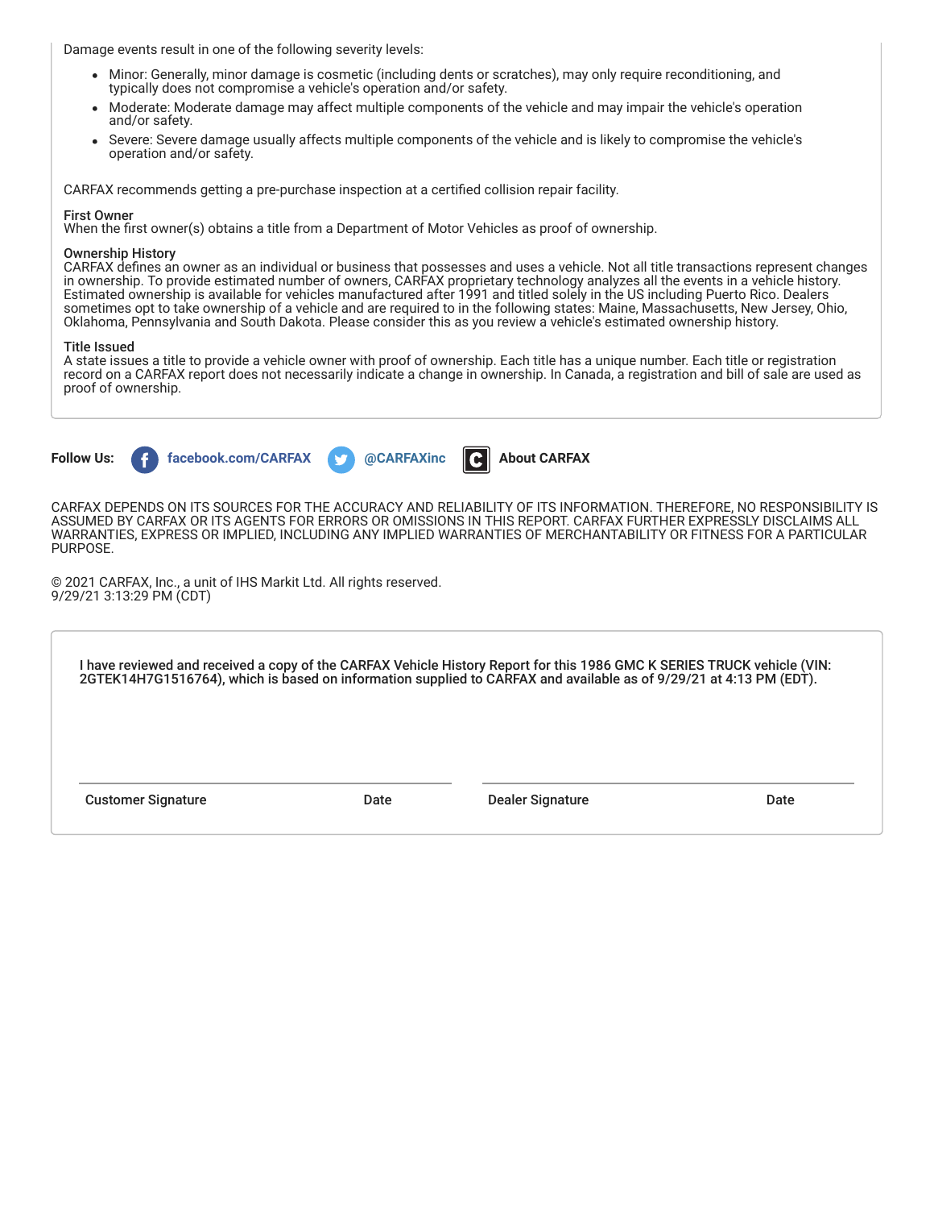Damage events result in one of the following severity levels:

- Minor: Generally, minor damage is cosmetic (including dents or scratches), may only require reconditioning, and typically does not compromise a vehicle's operation and/or safety.
- Moderate: Moderate damage may affect multiple components of the vehicle and may impair the vehicle's operation and/or safety.
- Severe: Severe damage usually affects multiple components of the vehicle and is likely to compromise the vehicle's operation and/or safety.

CARFAX recommends getting a pre-purchase inspection at a certified collision repair facility.

**First Owner**
When the first owner(s) obtains a title from a Department of Motor Vehicles as proof of ownership.

**Ownership History**
CARFAX defines an owner as an individual or business that possesses and uses a vehicle. Not all title transactions represent changes in ownership. To provide estimated number of owners, CARFAX proprietary technology analyzes all the events in a vehicle history. Estimated ownership is available for vehicles manufactured after 1991 and titled solely in the US including Puerto Rico. Dealers sometimes opt to take ownership of a vehicle and are required to in the following states: Maine, Massachusetts, New Jersey, Ohio, Oklahoma, Pennsylvania and South Dakota. Please consider this as you review a vehicle's estimated ownership history.

**Title Issued**
A state issues a title to provide a vehicle owner with proof of ownership. Each title has a unique number. Each title or registration record on a CARFAX report does not necessarily indicate a change in ownership. In Canada, a registration and bill of sale are used as proof of ownership.

**Follow Us:** facebook.com/CARFAX @CARFAXinc About CARFAX

CARFAX DEPENDS ON ITS SOURCES FOR THE ACCURACY AND RELIABILITY OF ITS INFORMATION. THEREFORE, NO RESPONSIBILITY IS ASSUMED BY CARFAX OR ITS AGENTS FOR ERRORS OR OMISSIONS IN THIS REPORT. CARFAX FURTHER EXPRESSLY DISCLAIMS ALL WARRANTIES, EXPRESS OR IMPLIED, INCLUDING ANY IMPLIED WARRANTIES OF MERCHANTABILITY OR FITNESS FOR A PARTICULAR PURPOSE.

© 2021 CARFAX, Inc., a unit of IHS Markit Ltd. All rights reserved.
9/29/21 3:13:29 PM (CDT)

**I have reviewed and received a copy of the CARFAX Vehicle History Report for this 1986 GMC K SERIES TRUCK vehicle (VIN: 2GTEK14H7G1516764), which is based on information supplied to CARFAX and available as of 9/29/21 at 4:13 PM (EDT).**

**Customer Signature** **Date** **Dealer Signature** **Date**